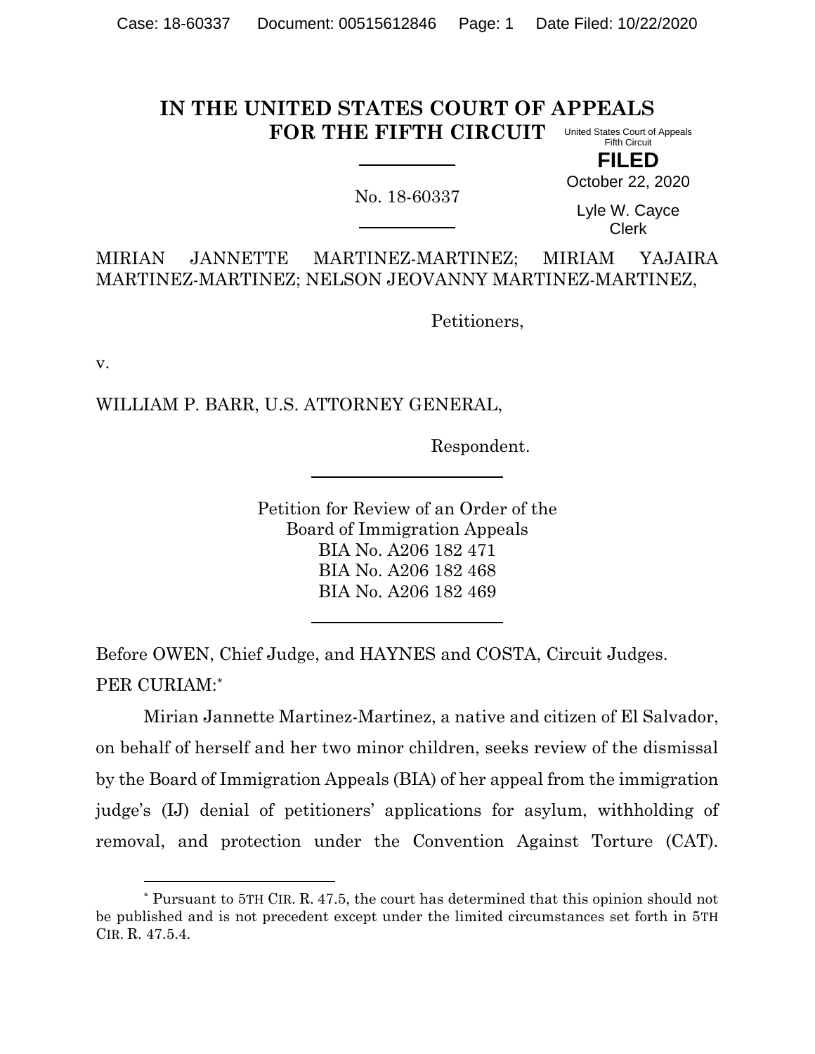# IN THE UNITED STATES COURT OF APPEALS FOR THE FIFTH CIRCUIT

United States Court of Appeals
Fifth Circuit

**FILED**

October 22, 2020

Lyle W. Cayce
Clerk

---

No. 18-60337

---

MIRIAN JANNETTE MARTINEZ-MARTINEZ; MIRIAM YAJAIRA MARTINEZ-MARTINEZ; NELSON JEOVANNY MARTINEZ-MARTINEZ,

Petitioners,

v.

WILLIAM P. BARR, U.S. ATTORNEY GENERAL,

Respondent.

---

Petition for Review of an Order of the
Board of Immigration Appeals
BIA No. A206 182 471
BIA No. A206 182 468
BIA No. A206 182 469

---

Before OWEN, Chief Judge, and HAYNES and COSTA, Circuit Judges.

PER CURIAM:*

Mirian Jannette Martinez-Martinez, a native and citizen of El Salvador, on behalf of herself and her two minor children, seeks review of the dismissal by the Board of Immigration Appeals (BIA) of her appeal from the immigration judge's (IJ) denial of petitioners' applications for asylum, withholding of removal, and protection under the Convention Against Torture (CAT).

---

\* Pursuant to 5TH CIR. R. 47.5, the court has determined that this opinion should not be published and is not precedent except under the limited circumstances set forth in 5TH CIR. R. 47.5.4.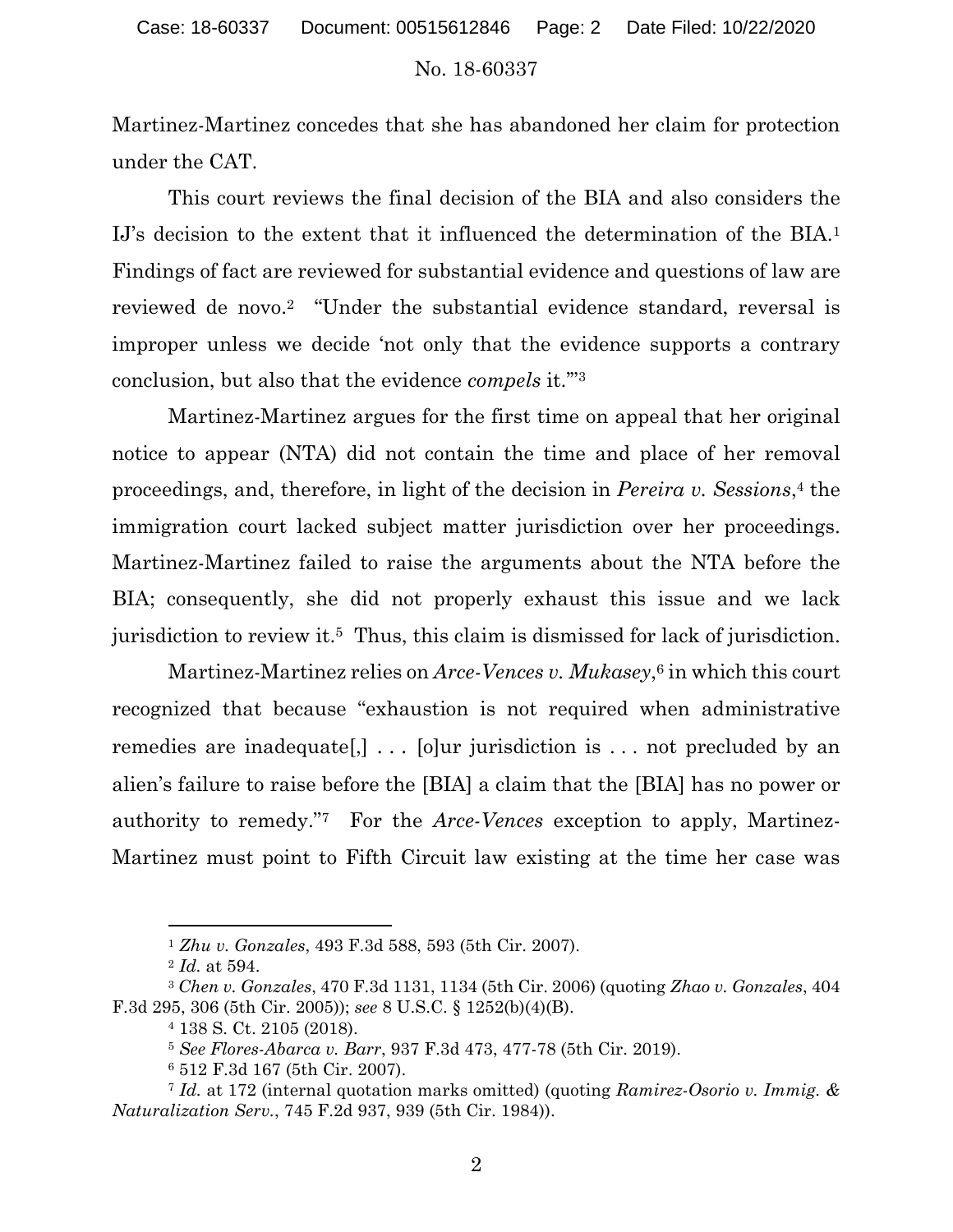Martinez-Martinez concedes that she has abandoned her claim for protection under the CAT.

This court reviews the final decision of the BIA and also considers the IJ's decision to the extent that it influenced the determination of the BIA.[1] Findings of fact are reviewed for substantial evidence and questions of law are reviewed de novo.[2] "Under the substantial evidence standard, reversal is improper unless we decide 'not only that the evidence supports a contrary conclusion, but also that the evidence *compels* it.'"[3]

Martinez-Martinez argues for the first time on appeal that her original notice to appear (NTA) did not contain the time and place of her removal proceedings, and, therefore, in light of the decision in *Pereira v. Sessions*,[4] the immigration court lacked subject matter jurisdiction over her proceedings. Martinez-Martinez failed to raise the arguments about the NTA before the BIA; consequently, she did not properly exhaust this issue and we lack jurisdiction to review it.[5] Thus, this claim is dismissed for lack of jurisdiction.

Martinez-Martinez relies on *Arce-Vences v. Mukasey*,[6] in which this court recognized that because "exhaustion is not required when administrative remedies are inadequate[,] . . . [o]ur jurisdiction is . . . not precluded by an alien's failure to raise before the [BIA] a claim that the [BIA] has no power or authority to remedy."[7] For the *Arce-Vences* exception to apply, Martinez-Martinez must point to Fifth Circuit law existing at the time her case was

---

[1] *Zhu v. Gonzales*, 493 F.3d 588, 593 (5th Cir. 2007).

[2] *Id.* at 594.

[3] *Chen v. Gonzales*, 470 F.3d 1131, 1134 (5th Cir. 2006) (quoting *Zhao v. Gonzales*, 404 F.3d 295, 306 (5th Cir. 2005)); *see* 8 U.S.C. § 1252(b)(4)(B).

[4] 138 S. Ct. 2105 (2018).

[5] *See Flores-Abarca v. Barr*, 937 F.3d 473, 477-78 (5th Cir. 2019).

[6] 512 F.3d 167 (5th Cir. 2007).

[7] *Id.* at 172 (internal quotation marks omitted) (quoting *Ramirez-Osorio v. Immig. & Naturalization Serv.*, 745 F.2d 937, 939 (5th Cir. 1984)).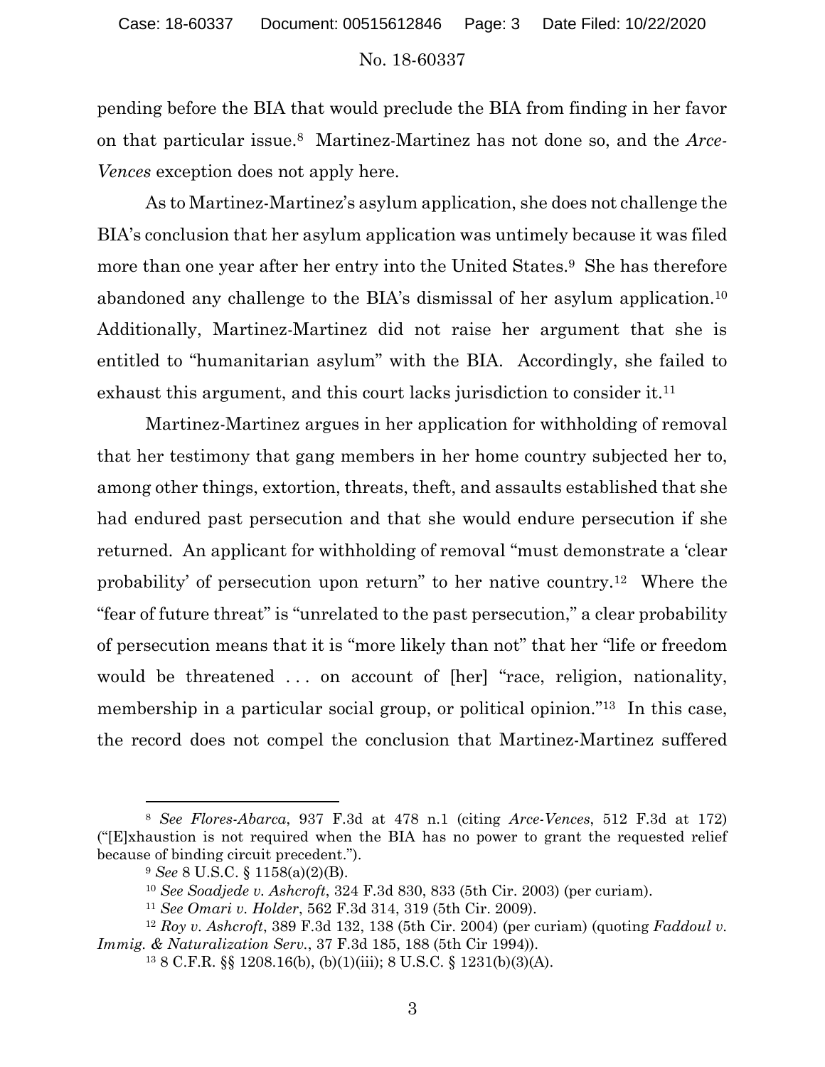pending before the BIA that would preclude the BIA from finding in her favor on that particular issue.[8] Martinez-Martinez has not done so, and the *Arce-Vences* exception does not apply here.

As to Martinez-Martinez's asylum application, she does not challenge the BIA's conclusion that her asylum application was untimely because it was filed more than one year after her entry into the United States.[9] She has therefore abandoned any challenge to the BIA's dismissal of her asylum application.[10] Additionally, Martinez-Martinez did not raise her argument that she is entitled to "humanitarian asylum" with the BIA. Accordingly, she failed to exhaust this argument, and this court lacks jurisdiction to consider it.[11]

Martinez-Martinez argues in her application for withholding of removal that her testimony that gang members in her home country subjected her to, among other things, extortion, threats, theft, and assaults established that she had endured past persecution and that she would endure persecution if she returned. An applicant for withholding of removal "must demonstrate a 'clear probability' of persecution upon return" to her native country.[12] Where the "fear of future threat" is "unrelated to the past persecution," a clear probability of persecution means that it is "more likely than not" that her "life or freedom would be threatened . . . on account of [her] "race, religion, nationality, membership in a particular social group, or political opinion."[13] In this case, the record does not compel the conclusion that Martinez-Martinez suffered

---

[8] *See Flores-Abarca*, 937 F.3d at 478 n.1 (citing *Arce-Vences*, 512 F.3d at 172) ("[E]xhaustion is not required when the BIA has no power to grant the requested relief because of binding circuit precedent.").

[9] *See* 8 U.S.C. § 1158(a)(2)(B).

[10] *See Soadjede v. Ashcroft*, 324 F.3d 830, 833 (5th Cir. 2003) (per curiam).

[11] *See Omari v. Holder*, 562 F.3d 314, 319 (5th Cir. 2009).

[12] *Roy v. Ashcroft*, 389 F.3d 132, 138 (5th Cir. 2004) (per curiam) (quoting *Faddoul v. Immig. & Naturalization Serv.*, 37 F.3d 185, 188 (5th Cir 1994)).

[13] 8 C.F.R. §§ 1208.16(b), (b)(1)(iii); 8 U.S.C. § 1231(b)(3)(A).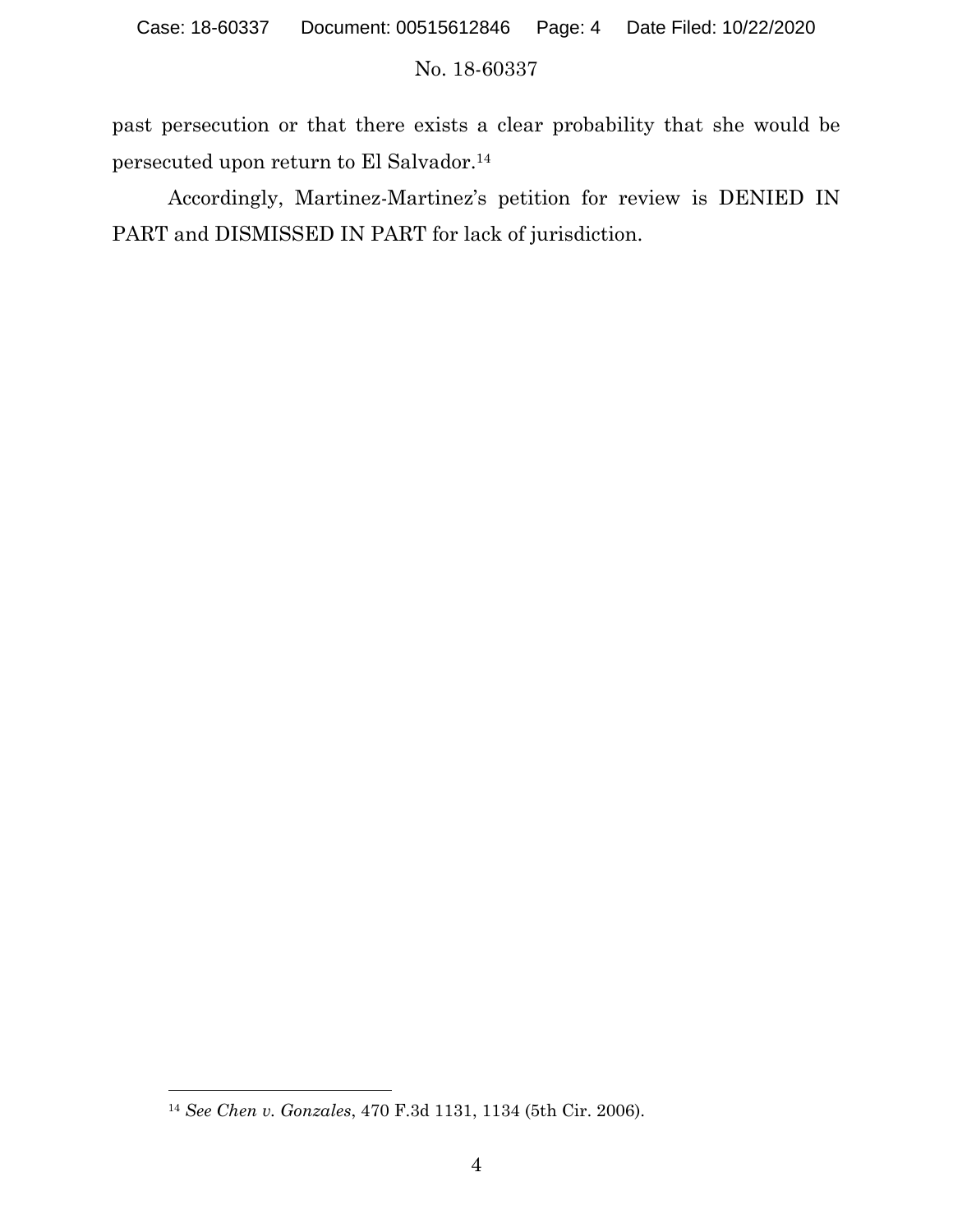past persecution or that there exists a clear probability that she would be persecuted upon return to El Salvador.[14]

Accordingly, Martinez-Martinez's petition for review is DENIED IN PART and DISMISSED IN PART for lack of jurisdiction.

---

[14] *See Chen v. Gonzales*, 470 F.3d 1131, 1134 (5th Cir. 2006).